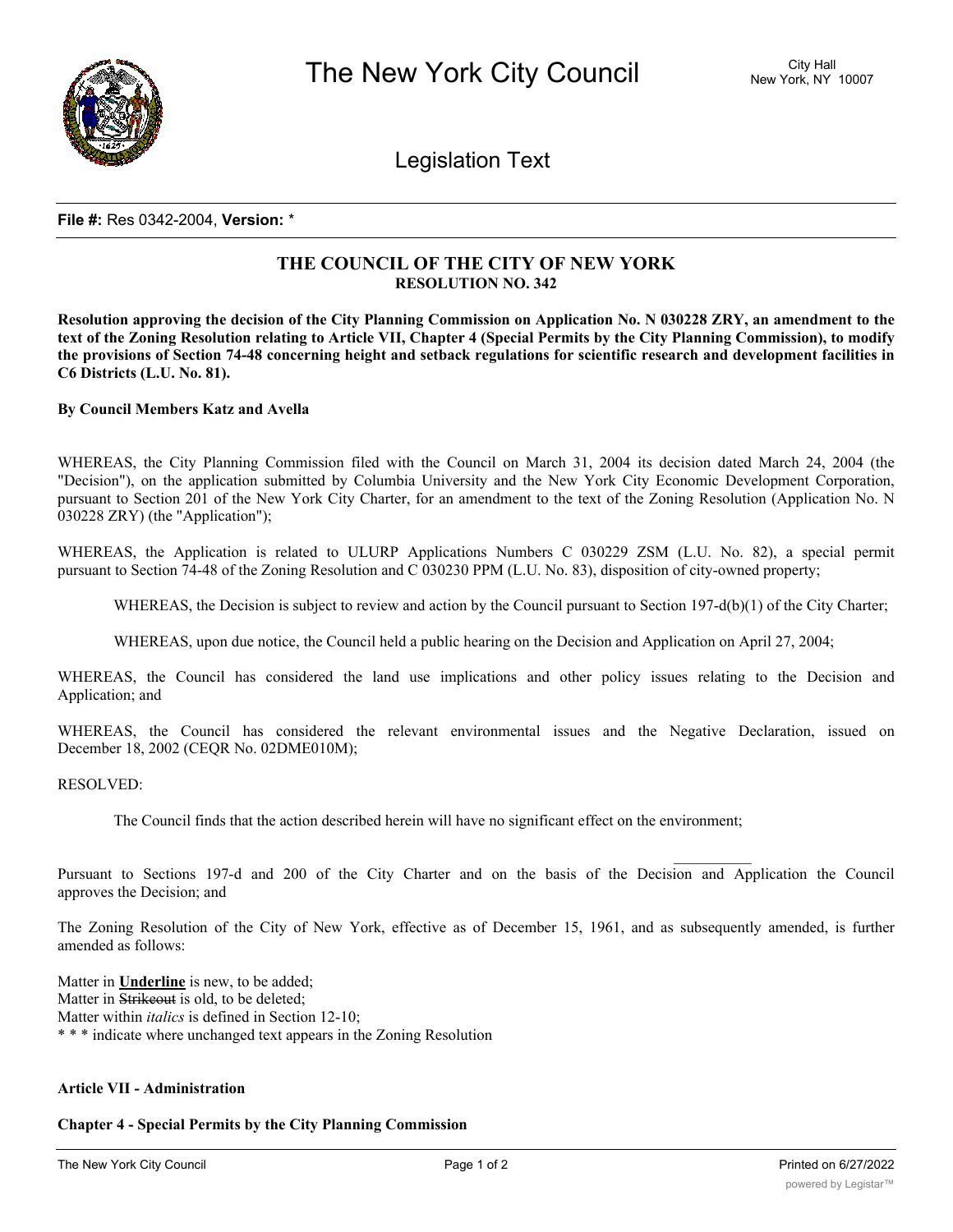# The New York City Council

City Hall
New York, NY 10007

## Legislation Text

**File #:** Res 0342-2004, **Version:** *

## THE COUNCIL OF THE CITY OF NEW YORK
### RESOLUTION NO. 342

**Resolution approving the decision of the City Planning Commission on Application No. N 030228 ZRY, an amendment to the text of the Zoning Resolution relating to Article VII, Chapter 4 (Special Permits by the City Planning Commission), to modify the provisions of Section 74-48 concerning height and setback regulations for scientific research and development facilities in C6 Districts (L.U. No. 81).**

**By Council Members Katz and Avella**

WHEREAS, the City Planning Commission filed with the Council on March 31, 2004 its decision dated March 24, 2004 (the "Decision"), on the application submitted by Columbia University and the New York City Economic Development Corporation, pursuant to Section 201 of the New York City Charter, for an amendment to the text of the Zoning Resolution (Application No. N 030228 ZRY) (the "Application");

WHEREAS, the Application is related to ULURP Applications Numbers C 030229 ZSM (L.U. No. 82), a special permit pursuant to Section 74-48 of the Zoning Resolution and C 030230 PPM (L.U. No. 83), disposition of city-owned property;

WHEREAS, the Decision is subject to review and action by the Council pursuant to Section 197-d(b)(1) of the City Charter;

WHEREAS, upon due notice, the Council held a public hearing on the Decision and Application on April 27, 2004;

WHEREAS, the Council has considered the land use implications and other policy issues relating to the Decision and Application; and

WHEREAS, the Council has considered the relevant environmental issues and the Negative Declaration, issued on December 18, 2002 (CEQR No. 02DME010M);

RESOLVED:

The Council finds that the action described herein will have no significant effect on the environment;

Pursuant to Sections 197-d and 200 of the City Charter and on the basis of the Decision and Application the Council approves the Decision; and

The Zoning Resolution of the City of New York, effective as of December 15, 1961, and as subsequently amended, is further amended as follows:

Matter in **Underline** is new, to be added;
Matter in ~~Strikeout~~ is old, to be deleted;
Matter within *italics* is defined in Section 12-10;
* * * indicate where unchanged text appears in the Zoning Resolution

**Article VII - Administration**

**Chapter 4 - Special Permits by the City Planning Commission**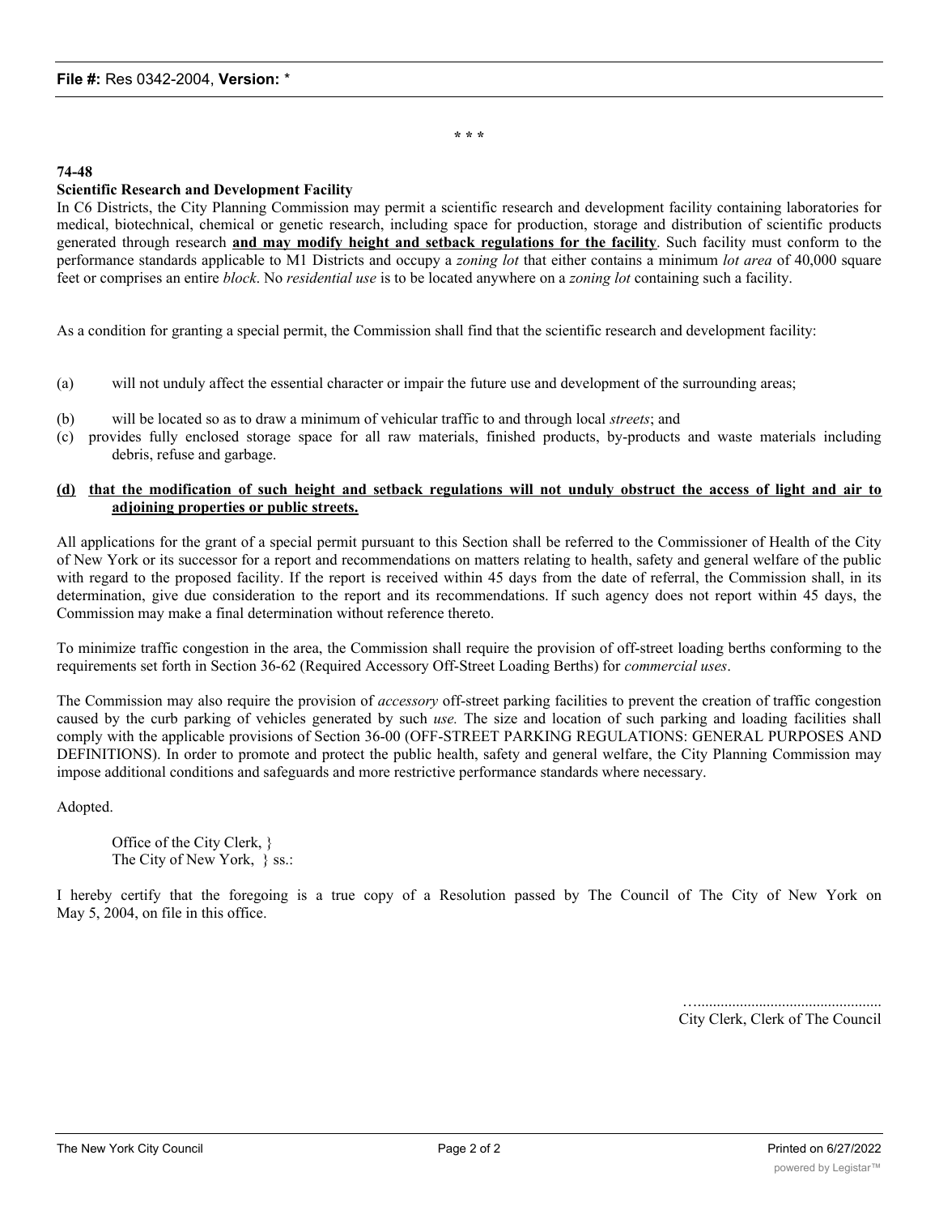\* \* \*

**74-48**

**Scientific Research and Development Facility**

In C6 Districts, the City Planning Commission may permit a scientific research and development facility containing laboratories for medical, biotechnical, chemical or genetic research, including space for production, storage and distribution of scientific products generated through research <u>**and may modify height and setback regulations for the facility**</u>. Such facility must conform to the performance standards applicable to M1 Districts and occupy a *zoning lot* that either contains a minimum *lot area* of 40,000 square feet or comprises an entire *block*. No *residential use* is to be located anywhere on a *zoning lot* containing such a facility.

As a condition for granting a special permit, the Commission shall find that the scientific research and development facility:

(a) will not unduly affect the essential character or impair the future use and development of the surrounding areas;

(b) will be located so as to draw a minimum of vehicular traffic to and through local *streets*; and

(c) provides fully enclosed storage space for all raw materials, finished products, by-products and waste materials including debris, refuse and garbage.

<u>**(d) that the modification of such height and setback regulations will not unduly obstruct the access of light and air to adjoining properties or public streets.**</u>

All applications for the grant of a special permit pursuant to this Section shall be referred to the Commissioner of Health of the City of New York or its successor for a report and recommendations on matters relating to health, safety and general welfare of the public with regard to the proposed facility. If the report is received within 45 days from the date of referral, the Commission shall, in its determination, give due consideration to the report and its recommendations. If such agency does not report within 45 days, the Commission may make a final determination without reference thereto.

To minimize traffic congestion in the area, the Commission shall require the provision of off-street loading berths conforming to the requirements set forth in Section 36-62 (Required Accessory Off-Street Loading Berths) for *commercial uses*.

The Commission may also require the provision of *accessory* off-street parking facilities to prevent the creation of traffic congestion caused by the curb parking of vehicles generated by such *use.* The size and location of such parking and loading facilities shall comply with the applicable provisions of Section 36-00 (OFF-STREET PARKING REGULATIONS: GENERAL PURPOSES AND DEFINITIONS). In order to promote and protect the public health, safety and general welfare, the City Planning Commission may impose additional conditions and safeguards and more restrictive performance standards where necessary.

Adopted.

Office of the City Clerk, }
The City of New York, } ss.:

I hereby certify that the foregoing is a true copy of a Resolution passed by The Council of The City of New York on May 5, 2004, on file in this office.

…..............................................
City Clerk, Clerk of The Council